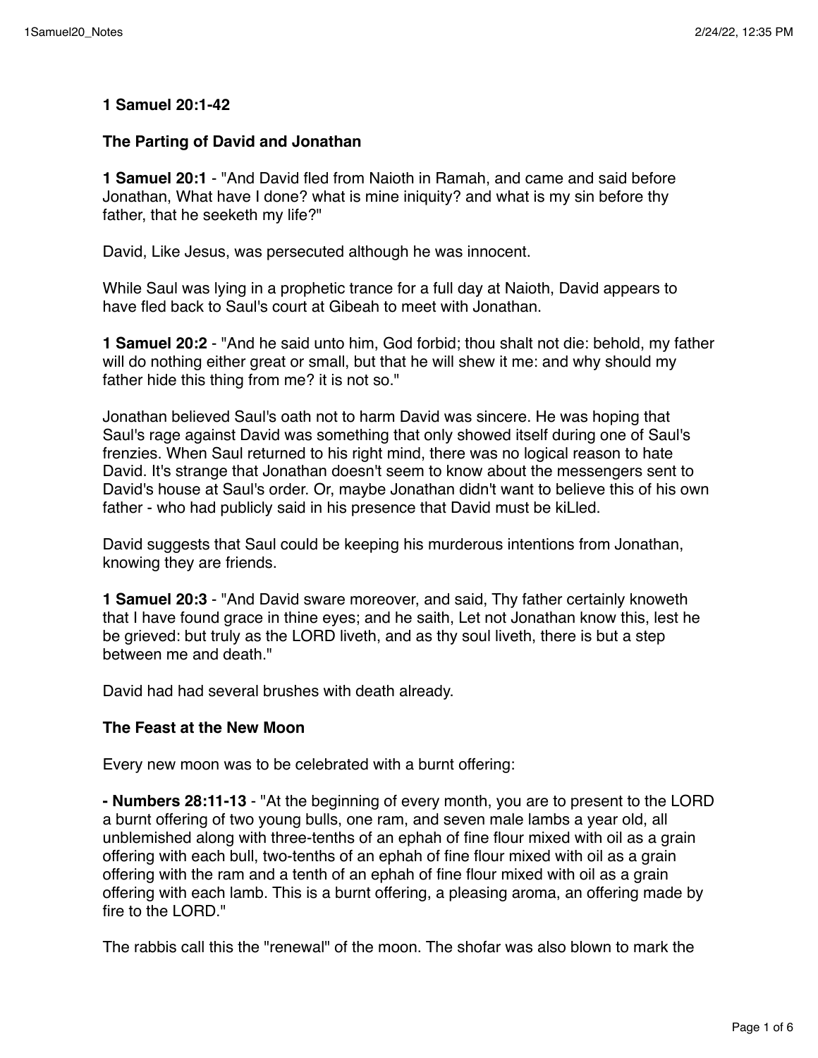**1 Samuel 20:1-42**

**The Parting of David and Jonathan**

**1 Samuel 20:1** - "And David fled from Naioth in Ramah, and came and said before Jonathan, What have I done? what is mine iniquity? and what is my sin before thy father, that he seeketh my life?"

David, Like Jesus, was persecuted although he was innocent.

While Saul was lying in a prophetic trance for a full day at Naioth, David appears to have fled back to Saul's court at Gibeah to meet with Jonathan.

**1 Samuel 20:2** - "And he said unto him, God forbid; thou shalt not die: behold, my father will do nothing either great or small, but that he will shew it me: and why should my father hide this thing from me? it is not so."

Jonathan believed Saul's oath not to harm David was sincere. He was hoping that Saul's rage against David was something that only showed itself during one of Saul's frenzies. When Saul returned to his right mind, there was no logical reason to hate David. It's strange that Jonathan doesn't seem to know about the messengers sent to David's house at Saul's order. Or, maybe Jonathan didn't want to believe this of his own father - who had publicly said in his presence that David must be kiLled.

David suggests that Saul could be keeping his murderous intentions from Jonathan, knowing they are friends.

**1 Samuel 20:3** - "And David sware moreover, and said, Thy father certainly knoweth that I have found grace in thine eyes; and he saith, Let not Jonathan know this, lest he be grieved: but truly as the LORD liveth, and as thy soul liveth, there is but a step between me and death."

David had had several brushes with death already.

**The Feast at the New Moon**

Every new moon was to be celebrated with a burnt offering:

**- Numbers 28:11-13** - "At the beginning of every month, you are to present to the LORD a burnt offering of two young bulls, one ram, and seven male lambs a year old, all unblemished along with three-tenths of an ephah of fine flour mixed with oil as a grain offering with each bull, two-tenths of an ephah of fine flour mixed with oil as a grain offering with the ram and a tenth of an ephah of fine flour mixed with oil as a grain offering with each lamb. This is a burnt offering, a pleasing aroma, an offering made by fire to the LORD."

The rabbis call this the "renewal" of the moon. The shofar was also blown to mark the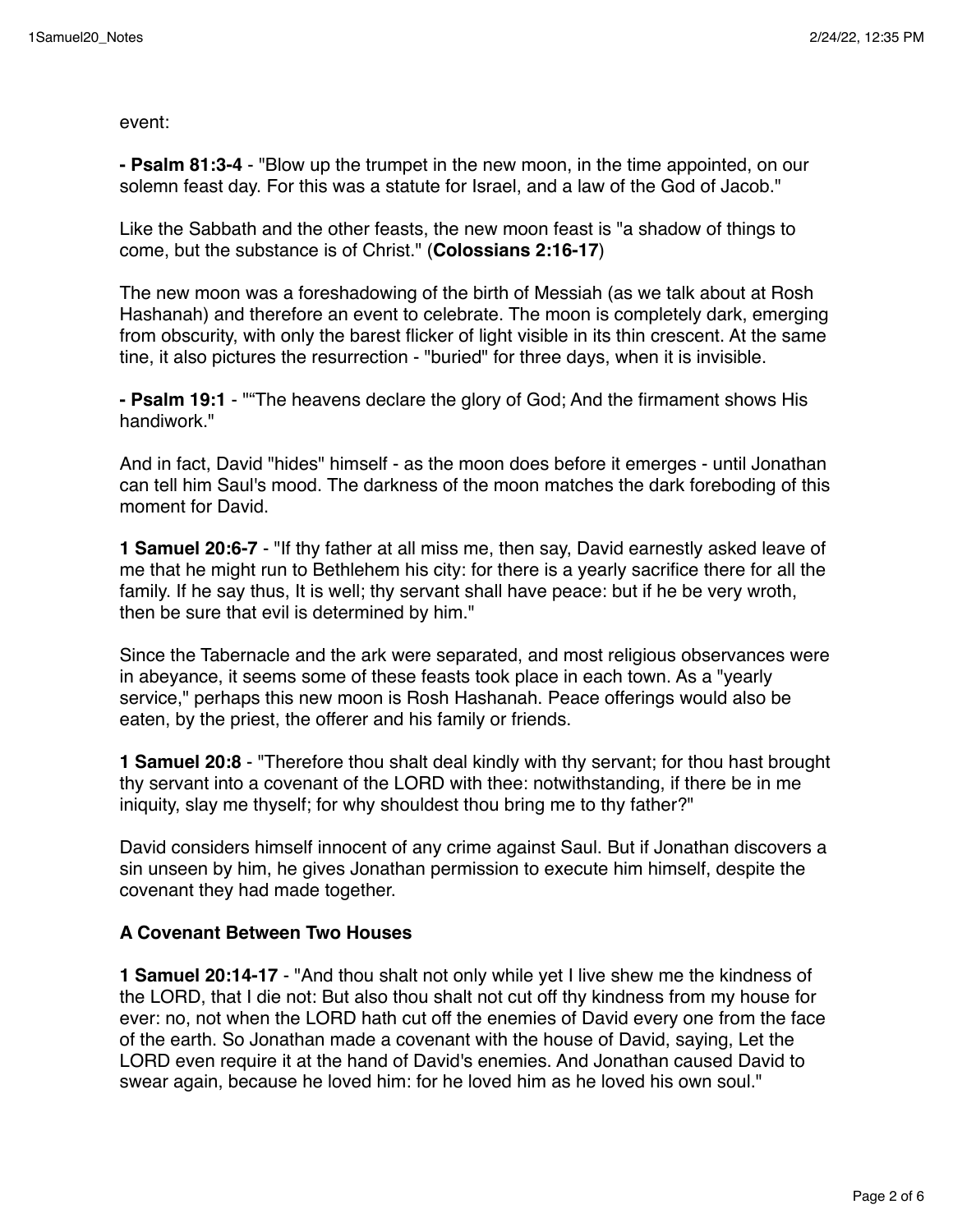event:

**- Psalm 81:3-4** - "Blow up the trumpet in the new moon, in the time appointed, on our solemn feast day. For this was a statute for Israel, and a law of the God of Jacob."

Like the Sabbath and the other feasts, the new moon feast is "a shadow of things to come, but the substance is of Christ." (**Colossians 2:16-17**)

The new moon was a foreshadowing of the birth of Messiah (as we talk about at Rosh Hashanah) and therefore an event to celebrate. The moon is completely dark, emerging from obscurity, with only the barest flicker of light visible in its thin crescent. At the same tine, it also pictures the resurrection - "buried" for three days, when it is invisible.

**- Psalm 19:1** - "“The heavens declare the glory of God; And the firmament shows His handiwork."

And in fact, David "hides" himself - as the moon does before it emerges - until Jonathan can tell him Saul's mood. The darkness of the moon matches the dark foreboding of this moment for David.

**1 Samuel 20:6-7** - "If thy father at all miss me, then say, David earnestly asked leave of me that he might run to Bethlehem his city: for there is a yearly sacrifice there for all the family. If he say thus, It is well; thy servant shall have peace: but if he be very wroth, then be sure that evil is determined by him."

Since the Tabernacle and the ark were separated, and most religious observances were in abeyance, it seems some of these feasts took place in each town. As a "yearly service," perhaps this new moon is Rosh Hashanah. Peace offerings would also be eaten, by the priest, the offerer and his family or friends.

**1 Samuel 20:8** - "Therefore thou shalt deal kindly with thy servant; for thou hast brought thy servant into a covenant of the LORD with thee: notwithstanding, if there be in me iniquity, slay me thyself; for why shouldest thou bring me to thy father?"

David considers himself innocent of any crime against Saul. But if Jonathan discovers a sin unseen by him, he gives Jonathan permission to execute him himself, despite the covenant they had made together.

**A Covenant Between Two Houses**

**1 Samuel 20:14-17** - "And thou shalt not only while yet I live shew me the kindness of the LORD, that I die not: But also thou shalt not cut off thy kindness from my house for ever: no, not when the LORD hath cut off the enemies of David every one from the face of the earth. So Jonathan made a covenant with the house of David, saying, Let the LORD even require it at the hand of David's enemies. And Jonathan caused David to swear again, because he loved him: for he loved him as he loved his own soul."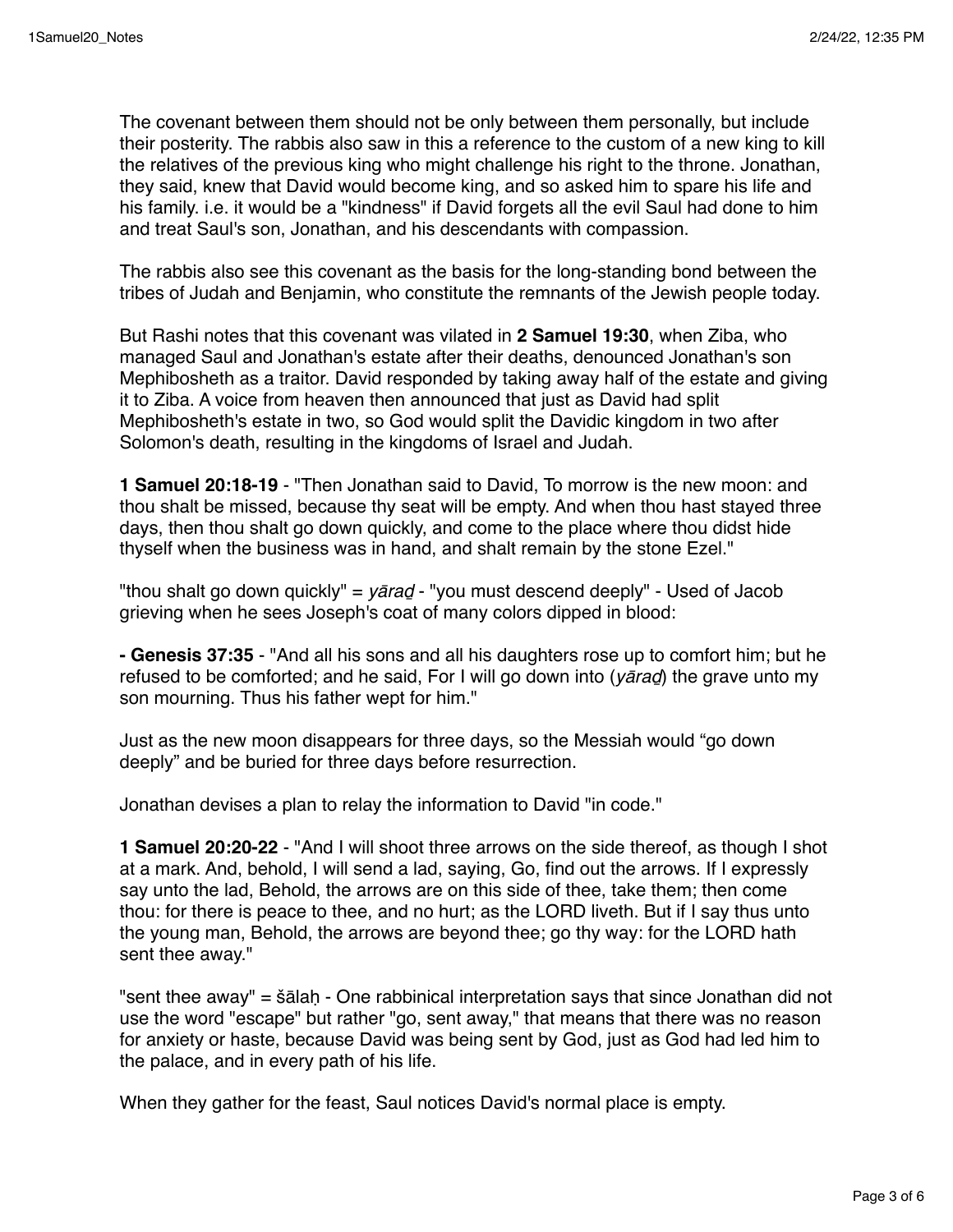The covenant between them should not be only between them personally, but include their posterity. The rabbis also saw in this a reference to the custom of a new king to kill the relatives of the previous king who might challenge his right to the throne. Jonathan, they said, knew that David would become king, and so asked him to spare his life and his family. i.e. it would be a "kindness" if David forgets all the evil Saul had done to him and treat Saul's son, Jonathan, and his descendants with compassion.

The rabbis also see this covenant as the basis for the long-standing bond between the tribes of Judah and Benjamin, who constitute the remnants of the Jewish people today.

But Rashi notes that this covenant was vilated in **2 Samuel 19:30**, when Ziba, who managed Saul and Jonathan's estate after their deaths, denounced Jonathan's son Mephibosheth as a traitor. David responded by taking away half of the estate and giving it to Ziba. A voice from heaven then announced that just as David had split Mephibosheth's estate in two, so God would split the Davidic kingdom in two after Solomon's death, resulting in the kingdoms of Israel and Judah.

**1 Samuel 20:18-19** - "Then Jonathan said to David, To morrow is the new moon: and thou shalt be missed, because thy seat will be empty. And when thou hast stayed three days, then thou shalt go down quickly, and come to the place where thou didst hide thyself when the business was in hand, and shalt remain by the stone Ezel."

"thou shalt go down quickly" = *yāraḏ* - "you must descend deeply" - Used of Jacob grieving when he sees Joseph's coat of many colors dipped in blood:

**- Genesis 37:35** - "And all his sons and all his daughters rose up to comfort him; but he refused to be comforted; and he said, For I will go down into (*yāraḏ*) the grave unto my son mourning. Thus his father wept for him."

Just as the new moon disappears for three days, so the Messiah would “go down deeply” and be buried for three days before resurrection.

Jonathan devises a plan to relay the information to David "in code."

**1 Samuel 20:20-22** - "And I will shoot three arrows on the side thereof, as though I shot at a mark. And, behold, I will send a lad, saying, Go, find out the arrows. If I expressly say unto the lad, Behold, the arrows are on this side of thee, take them; then come thou: for there is peace to thee, and no hurt; as the LORD liveth. But if I say thus unto the young man, Behold, the arrows are beyond thee; go thy way: for the LORD hath sent thee away."

"sent thee away" = šālaḥ - One rabbinical interpretation says that since Jonathan did not use the word "escape" but rather "go, sent away," that means that there was no reason for anxiety or haste, because David was being sent by God, just as God had led him to the palace, and in every path of his life.

When they gather for the feast, Saul notices David's normal place is empty.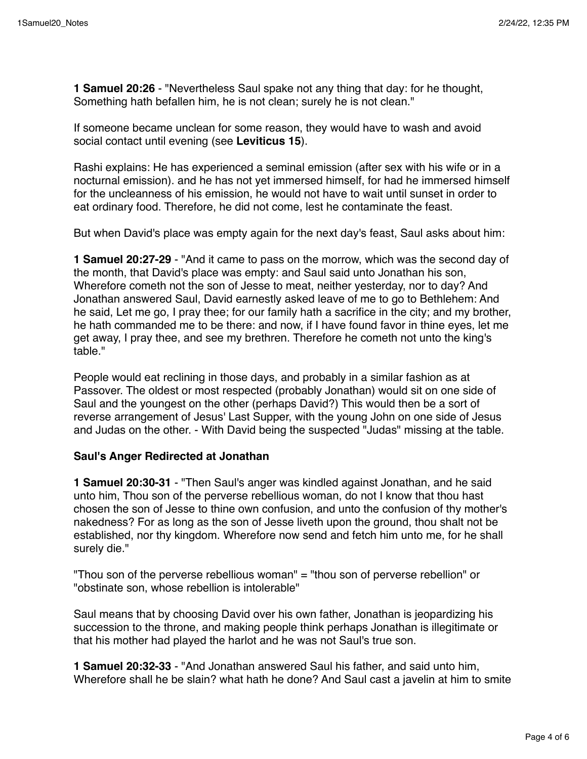**1 Samuel 20:26** - "Nevertheless Saul spake not any thing that day: for he thought, Something hath befallen him, he is not clean; surely he is not clean."

If someone became unclean for some reason, they would have to wash and avoid social contact until evening (see **Leviticus 15**).

Rashi explains: He has experienced a seminal emission (after sex with his wife or in a nocturnal emission). and he has not yet immersed himself, for had he immersed himself for the uncleanness of his emission, he would not have to wait until sunset in order to eat ordinary food. Therefore, he did not come, lest he contaminate the feast.

But when David's place was empty again for the next day's feast, Saul asks about him:

**1 Samuel 20:27-29** - "And it came to pass on the morrow, which was the second day of the month, that David's place was empty: and Saul said unto Jonathan his son, Wherefore cometh not the son of Jesse to meat, neither yesterday, nor to day? And Jonathan answered Saul, David earnestly asked leave of me to go to Bethlehem: And he said, Let me go, I pray thee; for our family hath a sacrifice in the city; and my brother, he hath commanded me to be there: and now, if I have found favor in thine eyes, let me get away, I pray thee, and see my brethren. Therefore he cometh not unto the king's table."

People would eat reclining in those days, and probably in a similar fashion as at Passover. The oldest or most respected (probably Jonathan) would sit on one side of Saul and the youngest on the other (perhaps David?) This would then be a sort of reverse arrangement of Jesus' Last Supper, with the young John on one side of Jesus and Judas on the other. - With David being the suspected "Judas" missing at the table.

**Saul's Anger Redirected at Jonathan**

**1 Samuel 20:30-31** - "Then Saul's anger was kindled against Jonathan, and he said unto him, Thou son of the perverse rebellious woman, do not I know that thou hast chosen the son of Jesse to thine own confusion, and unto the confusion of thy mother's nakedness? For as long as the son of Jesse liveth upon the ground, thou shalt not be established, nor thy kingdom. Wherefore now send and fetch him unto me, for he shall surely die."

"Thou son of the perverse rebellious woman" = "thou son of perverse rebellion" or "obstinate son, whose rebellion is intolerable"

Saul means that by choosing David over his own father, Jonathan is jeopardizing his succession to the throne, and making people think perhaps Jonathan is illegitimate or that his mother had played the harlot and he was not Saul's true son.

**1 Samuel 20:32-33** - "And Jonathan answered Saul his father, and said unto him, Wherefore shall he be slain? what hath he done? And Saul cast a javelin at him to smite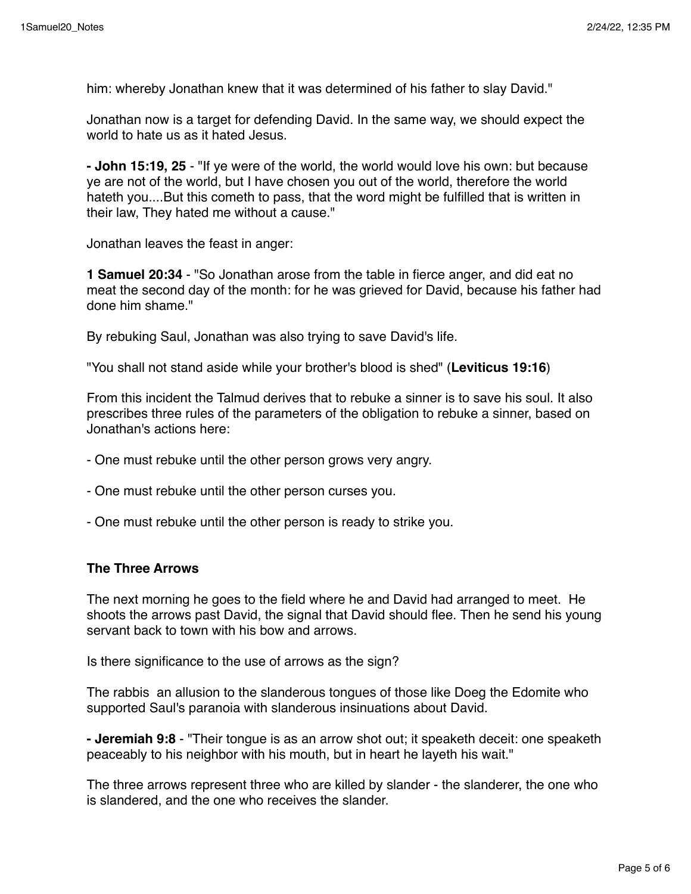him: whereby Jonathan knew that it was determined of his father to slay David."

Jonathan now is a target for defending David. In the same way, we should expect the world to hate us as it hated Jesus.

**- John 15:19, 25** - "If ye were of the world, the world would love his own: but because ye are not of the world, but I have chosen you out of the world, therefore the world hateth you....But this cometh to pass, that the word might be fulfilled that is written in their law, They hated me without a cause."

Jonathan leaves the feast in anger:

**1 Samuel 20:34** - "So Jonathan arose from the table in fierce anger, and did eat no meat the second day of the month: for he was grieved for David, because his father had done him shame."

By rebuking Saul, Jonathan was also trying to save David's life.

"You shall not stand aside while your brother's blood is shed" (**Leviticus 19:16**)

From this incident the Talmud derives that to rebuke a sinner is to save his soul. It also prescribes three rules of the parameters of the obligation to rebuke a sinner, based on Jonathan's actions here:

- One must rebuke until the other person grows very angry.

- One must rebuke until the other person curses you.

- One must rebuke until the other person is ready to strike you.

**The Three Arrows**

The next morning he goes to the field where he and David had arranged to meet. He shoots the arrows past David, the signal that David should flee. Then he send his young servant back to town with his bow and arrows.

Is there significance to the use of arrows as the sign?

The rabbis an allusion to the slanderous tongues of those like Doeg the Edomite who supported Saul's paranoia with slanderous insinuations about David.

**- Jeremiah 9:8** - "Their tongue is as an arrow shot out; it speaketh deceit: one speaketh peaceably to his neighbor with his mouth, but in heart he layeth his wait."

The three arrows represent three who are killed by slander - the slanderer, the one who is slandered, and the one who receives the slander.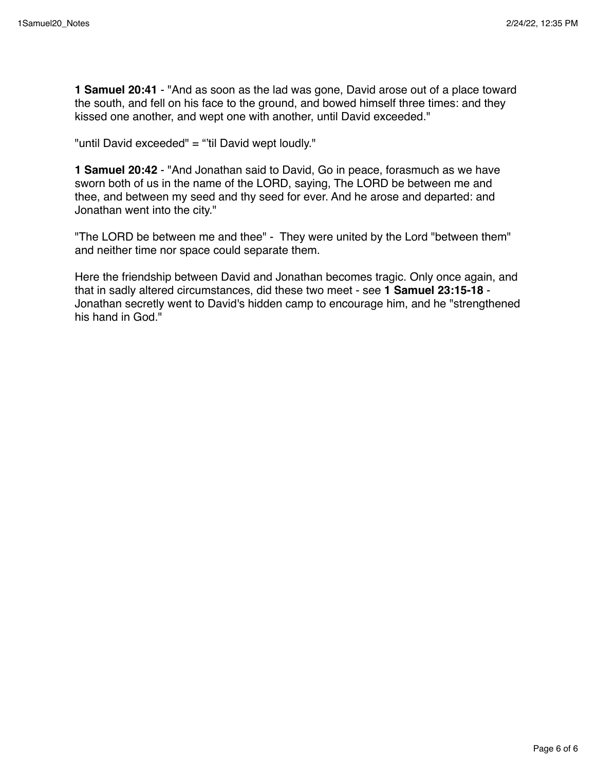**1 Samuel 20:41** - "And as soon as the lad was gone, David arose out of a place toward the south, and fell on his face to the ground, and bowed himself three times: and they kissed one another, and wept one with another, until David exceeded."

"until David exceeded" = "'til David wept loudly."

**1 Samuel 20:42** - "And Jonathan said to David, Go in peace, forasmuch as we have sworn both of us in the name of the LORD, saying, The LORD be between me and thee, and between my seed and thy seed for ever. And he arose and departed: and Jonathan went into the city."

"The LORD be between me and thee" - They were united by the Lord "between them" and neither time nor space could separate them.

Here the friendship between David and Jonathan becomes tragic. Only once again, and that in sadly altered circumstances, did these two meet - see **1 Samuel 23:15-18** - Jonathan secretly went to David's hidden camp to encourage him, and he "strengthened his hand in God."